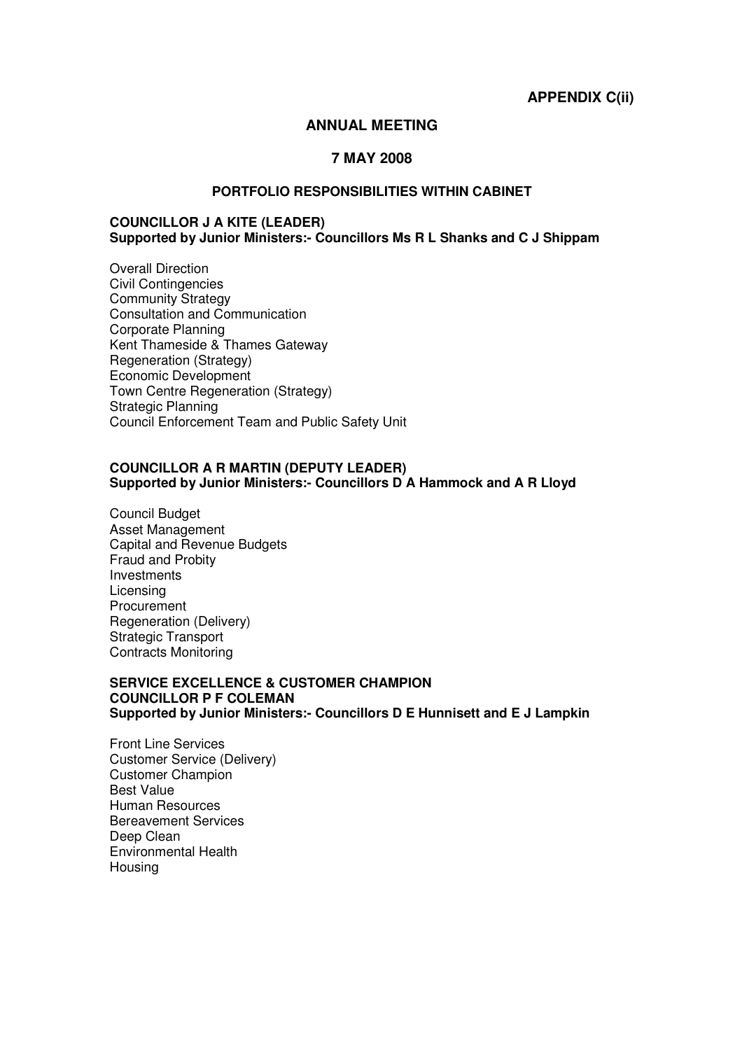**APPENDIX C(ii)**

# ANNUAL MEETING

## 7 MAY 2008

### PORTFOLIO RESPONSIBILITIES WITHIN CABINET

**COUNCILLOR J A KITE (LEADER)**
**Supported by Junior Ministers:- Councillors Ms R L Shanks and C J Shippam**

Overall Direction
Civil Contingencies
Community Strategy
Consultation and Communication
Corporate Planning
Kent Thameside & Thames Gateway
Regeneration (Strategy)
Economic Development
Town Centre Regeneration (Strategy)
Strategic Planning
Council Enforcement Team and Public Safety Unit

**COUNCILLOR A R MARTIN (DEPUTY LEADER)**
**Supported by Junior Ministers:- Councillors D A Hammock and A R Lloyd**

Council Budget
Asset Management
Capital and Revenue Budgets
Fraud and Probity
Investments
Licensing
Procurement
Regeneration (Delivery)
Strategic Transport
Contracts Monitoring

**SERVICE EXCELLENCE & CUSTOMER CHAMPION**
**COUNCILLOR P F COLEMAN**
**Supported by Junior Ministers:- Councillors D E Hunnisett and E J Lampkin**

Front Line Services
Customer Service (Delivery)
Customer Champion
Best Value
Human Resources
Bereavement Services
Deep Clean
Environmental Health
Housing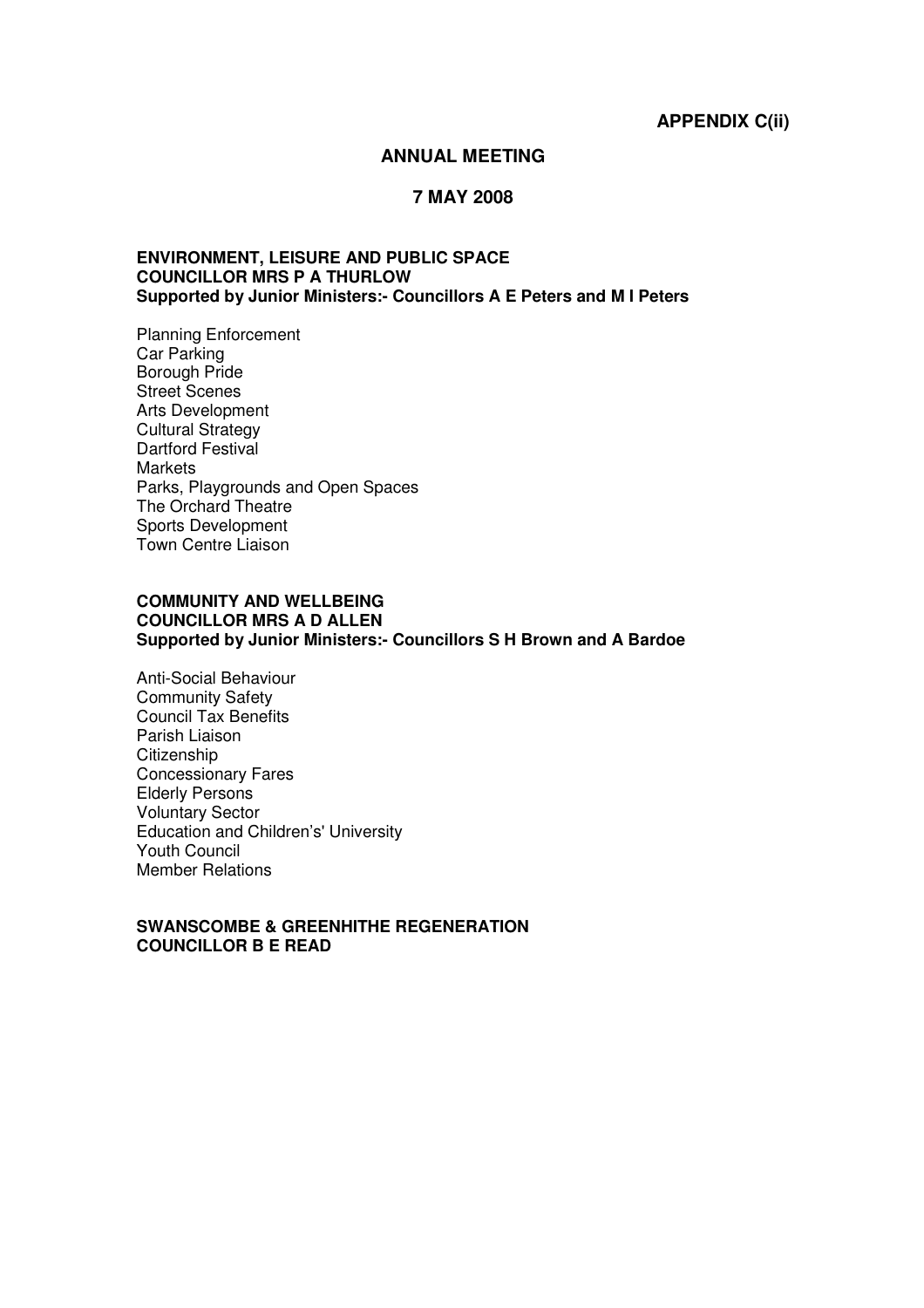**APPENDIX C(ii)**

## ANNUAL MEETING

## 7 MAY 2008

**ENVIRONMENT, LEISURE AND PUBLIC SPACE**
**COUNCILLOR MRS P A THURLOW**
**Supported by Junior Ministers:- Councillors A E Peters and M I Peters**

Planning Enforcement
Car Parking
Borough Pride
Street Scenes
Arts Development
Cultural Strategy
Dartford Festival
Markets
Parks, Playgrounds and Open Spaces
The Orchard Theatre
Sports Development
Town Centre Liaison

**COMMUNITY AND WELLBEING**
**COUNCILLOR MRS A D ALLEN**
**Supported by Junior Ministers:- Councillors S H Brown and A Bardoe**

Anti-Social Behaviour
Community Safety
Council Tax Benefits
Parish Liaison
Citizenship
Concessionary Fares
Elderly Persons
Voluntary Sector
Education and Children's' University
Youth Council
Member Relations

**SWANSCOMBE & GREENHITHE REGENERATION**
**COUNCILLOR B E READ**